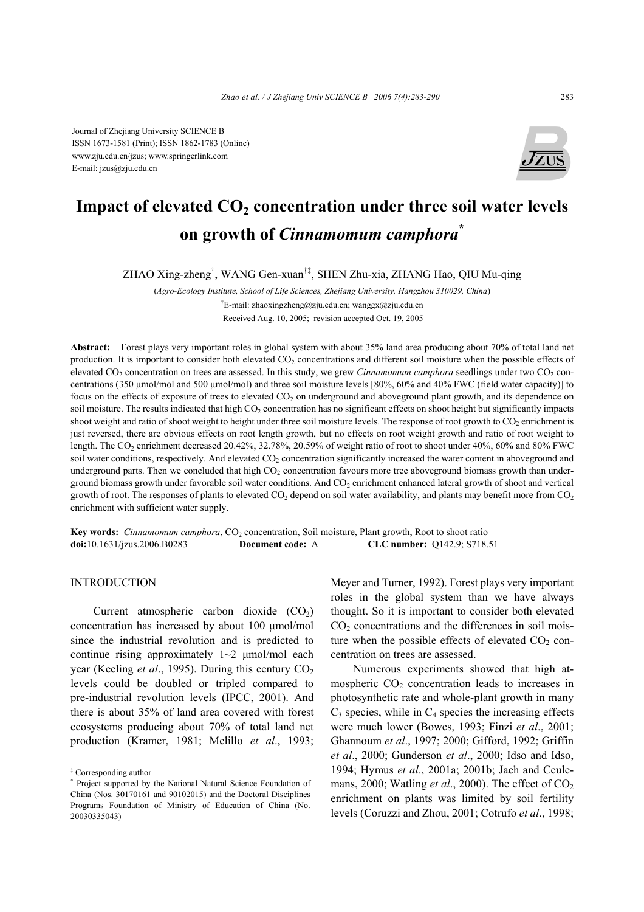Journal of Zhejiang University SCIENCE B
ISSN 1673-1581 (Print); ISSN 1862-1783 (Online)
www.zju.edu.cn/jzus; www.springerlink.com
E-mail: jzus@zju.edu.cn

# Impact of elevated $CO_2$ concentration under three soil water levels on growth of *Cinnamomum camphora*[*]

ZHAO Xing-zheng[†], WANG Gen-xuan[†‡], SHEN Zhu-xia, ZHANG Hao, QIU Mu-qing

(*Agro-Ecology Institute, School of Life Sciences, Zhejiang University, Hangzhou 310029, China*)

[†]E-mail: zhaoxingzheng@zju.edu.cn; wanggx@zju.edu.cn

Received Aug. 10, 2005; revision accepted Oct. 19, 2005

**Abstract:** Forest plays very important roles in global system with about 35% land area producing about 70% of total land net production. It is important to consider both elevated $CO_2$ concentrations and different soil moisture when the possible effects of elevated $CO_2$ concentration on trees are assessed. In this study, we grew *Cinnamomum camphora* seedlings under two $CO_2$ concentrations (350 μmol/mol and 500 μmol/mol) and three soil moisture levels [80%, 60% and 40% FWC (field water capacity)] to focus on the effects of exposure of trees to elevated $CO_2$ on underground and aboveground plant growth, and its dependence on soil moisture. The results indicated that high $CO_2$ concentration has no significant effects on shoot height but significantly impacts shoot weight and ratio of shoot weight to height under three soil moisture levels. The response of root growth to $CO_2$ enrichment is just reversed, there are obvious effects on root length growth, but no effects on root weight growth and ratio of root weight to length. The $CO_2$ enrichment decreased 20.42%, 32.78%, 20.59% of weight ratio of root to shoot under 40%, 60% and 80% FWC soil water conditions, respectively. And elevated $CO_2$ concentration significantly increased the water content in aboveground and underground parts. Then we concluded that high $CO_2$ concentration favours more tree aboveground biomass growth than underground biomass growth under favorable soil water conditions. And $CO_2$ enrichment enhanced lateral growth of shoot and vertical growth of root. The responses of plants to elevated $CO_2$ depend on soil water availability, and plants may benefit more from $CO_2$ enrichment with sufficient water supply.

**Key words:** *Cinnamomum camphora*, $CO_2$ concentration, Soil moisture, Plant growth, Root to shoot ratio
**doi:**10.1631/jzus.2006.B0283 **Document code:** A **CLC number:** Q142.9; S718.51

## INTRODUCTION

Current atmospheric carbon dioxide ($CO_2$) concentration has increased by about 100 μmol/mol since the industrial revolution and is predicted to continue rising approximately 1~2 μmol/mol each year (Keeling *et al*., 1995). During this century $CO_2$ levels could be doubled or tripled compared to pre-industrial revolution levels (IPCC, 2001). And there is about 35% of land area covered with forest ecosystems producing about 70% of total land net production (Kramer, 1981; Melillo *et al*., 1993; Meyer and Turner, 1992). Forest plays very important roles in the global system than we have always thought. So it is important to consider both elevated $CO_2$ concentrations and the differences in soil moisture when the possible effects of elevated $CO_2$ concentration on trees are assessed.

Numerous experiments showed that high atmospheric $CO_2$ concentration leads to increases in photosynthetic rate and whole-plant growth in many $C_3$ species, while in $C_4$ species the increasing effects were much lower (Bowes, 1993; Finzi *et al*., 2001; Ghannoum *et al*., 1997; 2000; Gifford, 1992; Griffin *et al*., 2000; Gunderson *et al*., 2000; Idso and Idso, 1994; Hymus *et al*., 2001a; 2001b; Jach and Ceulemans, 2000; Watling *et al*., 2000). The effect of $CO_2$ enrichment on plants was limited by soil fertility levels (Coruzzi and Zhou, 2001; Cotrufo *et al*., 1998;

[‡] Corresponding author
[*] Project supported by the National Natural Science Foundation of China (Nos. 30170161 and 90102015) and the Doctoral Disciplines Programs Foundation of Ministry of Education of China (No. 20030335043)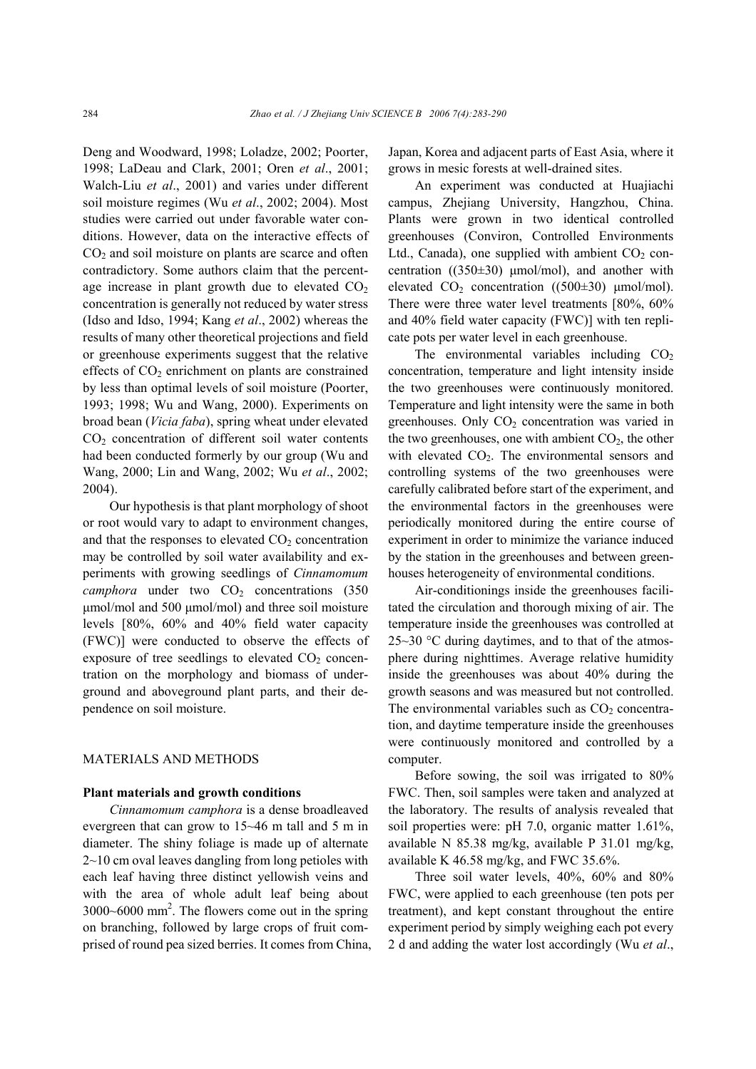Deng and Woodward, 1998; Loladze, 2002; Poorter, 1998; LaDeau and Clark, 2001; Oren *et al*., 2001; Walch-Liu *et al*., 2001) and varies under different soil moisture regimes (Wu *et al*., 2002; 2004). Most studies were carried out under favorable water conditions. However, data on the interactive effects of $CO_2$ and soil moisture on plants are scarce and often contradictory. Some authors claim that the percentage increase in plant growth due to elevated $CO_2$ concentration is generally not reduced by water stress (Idso and Idso, 1994; Kang *et al*., 2002) whereas the results of many other theoretical projections and field or greenhouse experiments suggest that the relative effects of $CO_2$ enrichment on plants are constrained by less than optimal levels of soil moisture (Poorter, 1993; 1998; Wu and Wang, 2000). Experiments on broad bean (*Vicia faba*), spring wheat under elevated $CO_2$ concentration of different soil water contents had been conducted formerly by our group (Wu and Wang, 2000; Lin and Wang, 2002; Wu *et al*., 2002; 2004).

Our hypothesis is that plant morphology of shoot or root would vary to adapt to environment changes, and that the responses to elevated $CO_2$ concentration may be controlled by soil water availability and experiments with growing seedlings of *Cinnamomum camphora* under two $CO_2$ concentrations (350 μmol/mol and 500 μmol/mol) and three soil moisture levels [80%, 60% and 40% field water capacity (FWC)] were conducted to observe the effects of exposure of tree seedlings to elevated $CO_2$ concentration on the morphology and biomass of underground and aboveground plant parts, and their dependence on soil moisture.

## MATERIALS AND METHODS

### Plant materials and growth conditions

*Cinnamomum camphora* is a dense broadleaved evergreen that can grow to 15~46 m tall and 5 m in diameter. The shiny foliage is made up of alternate 2~10 cm oval leaves dangling from long petioles with each leaf having three distinct yellowish veins and with the area of whole adult leaf being about 3000~6000 $mm^2$. The flowers come out in the spring on branching, followed by large crops of fruit comprised of round pea sized berries. It comes from China, Japan, Korea and adjacent parts of East Asia, where it grows in mesic forests at well-drained sites.

An experiment was conducted at Huajiachi campus, Zhejiang University, Hangzhou, China. Plants were grown in two identical controlled greenhouses (Conviron, Controlled Environments Ltd., Canada), one supplied with ambient $CO_2$ concentration ((350±30) μmol/mol), and another with elevated $CO_2$ concentration ((500±30) μmol/mol). There were three water level treatments [80%, 60% and 40% field water capacity (FWC)] with ten replicate pots per water level in each greenhouse.

The environmental variables including $CO_2$ concentration, temperature and light intensity inside the two greenhouses were continuously monitored. Temperature and light intensity were the same in both greenhouses. Only $CO_2$ concentration was varied in the two greenhouses, one with ambient $CO_2$, the other with elevated $CO_2$. The environmental sensors and controlling systems of the two greenhouses were carefully calibrated before start of the experiment, and the environmental factors in the greenhouses were periodically monitored during the entire course of experiment in order to minimize the variance induced by the station in the greenhouses and between greenhouses heterogeneity of environmental conditions.

Air-conditionings inside the greenhouses facilitated the circulation and thorough mixing of air. The temperature inside the greenhouses was controlled at 25~30 °C during daytimes, and to that of the atmosphere during nighttimes. Average relative humidity inside the greenhouses was about 40% during the growth seasons and was measured but not controlled. The environmental variables such as $CO_2$ concentration, and daytime temperature inside the greenhouses were continuously monitored and controlled by a computer.

Before sowing, the soil was irrigated to 80% FWC. Then, soil samples were taken and analyzed at the laboratory. The results of analysis revealed that soil properties were: pH 7.0, organic matter 1.61%, available N 85.38 mg/kg, available P 31.01 mg/kg, available K 46.58 mg/kg, and FWC 35.6%.

Three soil water levels, 40%, 60% and 80% FWC, were applied to each greenhouse (ten pots per treatment), and kept constant throughout the entire experiment period by simply weighing each pot every 2 d and adding the water lost accordingly (Wu *et al*.,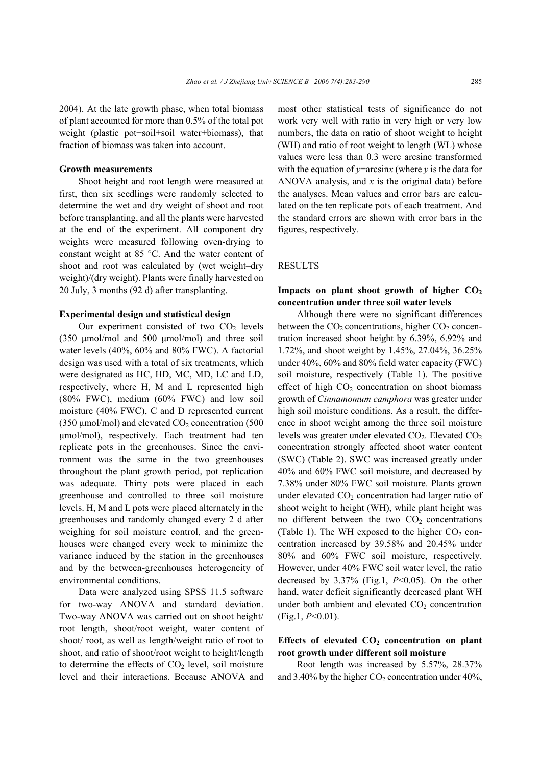2004). At the late growth phase, when total biomass of plant accounted for more than 0.5% of the total pot weight (plastic pot+soil+soil water+biomass), that fraction of biomass was taken into account.

**Growth measurements**

Shoot height and root length were measured at first, then six seedlings were randomly selected to determine the wet and dry weight of shoot and root before transplanting, and all the plants were harvested at the end of the experiment. All component dry weights were measured following oven-drying to constant weight at 85 °C. And the water content of shoot and root was calculated by (wet weight–dry weight)/(dry weight). Plants were finally harvested on 20 July, 3 months (92 d) after transplanting.

**Experimental design and statistical design**

Our experiment consisted of two $CO_2$ levels (350 μmol/mol and 500 μmol/mol) and three soil water levels (40%, 60% and 80% FWC). A factorial design was used with a total of six treatments, which were designated as HC, HD, MC, MD, LC and LD, respectively, where H, M and L represented high (80% FWC), medium (60% FWC) and low soil moisture (40% FWC), C and D represented current (350 μmol/mol) and elevated $CO_2$ concentration (500 μmol/mol), respectively. Each treatment had ten replicate pots in the greenhouses. Since the environment was the same in the two greenhouses throughout the plant growth period, pot replication was adequate. Thirty pots were placed in each greenhouse and controlled to three soil moisture levels. H, M and L pots were placed alternately in the greenhouses and randomly changed every 2 d after weighing for soil moisture control, and the greenhouses were changed every week to minimize the variance induced by the station in the greenhouses and by the between-greenhouses heterogeneity of environmental conditions.

Data were analyzed using SPSS 11.5 software for two-way ANOVA and standard deviation. Two-way ANOVA was carried out on shoot height/root length, shoot/root weight, water content of shoot/ root, as well as length/weight ratio of root to shoot, and ratio of shoot/root weight to height/length to determine the effects of $CO_2$ level, soil moisture level and their interactions. Because ANOVA and most other statistical tests of significance do not work very well with ratio in very high or very low numbers, the data on ratio of shoot weight to height (WH) and ratio of root weight to length (WL) whose values were less than 0.3 were arcsine transformed with the equation of $y=\arcsin x$ (where $y$ is the data for ANOVA analysis, and $x$ is the original data) before the analyses. Mean values and error bars are calculated on the ten replicate pots of each treatment. And the standard errors are shown with error bars in the figures, respectively.

## RESULTS

### Impacts on plant shoot growth of higher $CO_2$ concentration under three soil water levels

Although there were no significant differences between the $CO_2$ concentrations, higher $CO_2$ concentration increased shoot height by 6.39%, 6.92% and 1.72%, and shoot weight by 1.45%, 27.04%, 36.25% under 40%, 60% and 80% field water capacity (FWC) soil moisture, respectively (Table 1). The positive effect of high $CO_2$ concentration on shoot biomass growth of *Cinnamomum camphora* was greater under high soil moisture conditions. As a result, the difference in shoot weight among the three soil moisture levels was greater under elevated $CO_2$. Elevated $CO_2$ concentration strongly affected shoot water content (SWC) (Table 2). SWC was increased greatly under 40% and 60% FWC soil moisture, and decreased by 7.38% under 80% FWC soil moisture. Plants grown under elevated $CO_2$ concentration had larger ratio of shoot weight to height (WH), while plant height was no different between the two $CO_2$ concentrations (Table 1). The WH exposed to the higher $CO_2$ concentration increased by 39.58% and 20.45% under 80% and 60% FWC soil moisture, respectively. However, under 40% FWC soil water level, the ratio decreased by 3.37% (Fig.1, $P<0.05$). On the other hand, water deficit significantly decreased plant WH under both ambient and elevated $CO_2$ concentration (Fig.1, $P<0.01$).

### Effects of elevated $CO_2$ concentration on plant root growth under different soil moisture

Root length was increased by 5.57%, 28.37% and 3.40% by the higher $CO_2$ concentration under 40%,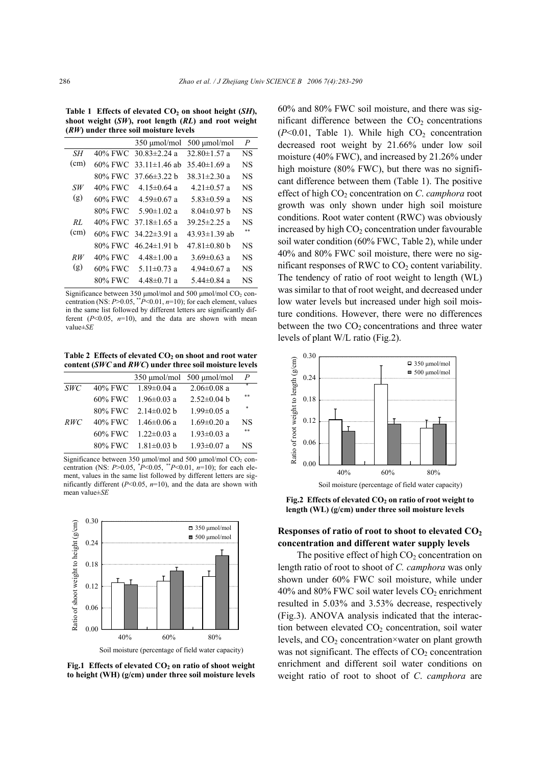**Table 1 Effects of elevated $CO_2$ on shoot height (*SH*), shoot weight (*SW*), root length (*RL*) and root weight (*RW*) under three soil moisture levels**

| | | 350 μmol/mol | 500 μmol/mol | *P* |
|---|---|---|---|---|
| *SH* (cm) | 40% FWC | 30.83±2.24 a | 32.80±1.57 a | NS |
| | 60% FWC | 33.11±1.46 ab | 35.40±1.69 a | NS |
| | 80% FWC | 37.66±3.22 b | 38.31±2.30 a | NS |
| *SW* (g) | 40% FWC | 4.15±0.64 a | 4.21±0.57 a | NS |
| | 60% FWC | 4.59±0.67 a | 5.83±0.59 a | NS |
| | 80% FWC | 5.90±1.02 a | 8.04±0.97 b | NS |
| *RL* (cm) | 40% FWC | 37.18±1.65 a | 39.25±2.25 a | NS |
| | 60% FWC | 34.22±3.91 a | 43.93±1.39 ab | ** |
| | 80% FWC | 46.24±1.91 b | 47.81±0.80 b | NS |
| *RW* (g) | 40% FWC | 4.48±1.00 a | 3.69±0.63 a | NS |
| | 60% FWC | 5.11±0.73 a | 4.94±0.67 a | NS |
| | 80% FWC | 4.48±0.71 a | 5.44±0.84 a | NS |

Significance between 350 μmol/mol and 500 μmol/mol $CO_2$ concentration (NS: $P>0.05$, $^{**}P<0.01$, $n=10$); for each element, values in the same list followed by different letters are significantly different ($P<0.05$, $n=10$), and the data are shown with mean value±*SE*

**Table 2 Effects of elevated $CO_2$ on shoot and root water content (*SWC* and *RWC*) under three soil moisture levels**

| | | 350 μmol/mol | 500 μmol/mol | *P* |
|---|---|---|---|---|
| *SWC* | 40% FWC | 1.89±0.04 a | 2.06±0.08 a | * |
| | 60% FWC | 1.96±0.03 a | 2.52±0.04 b | ** |
| | 80% FWC | 2.14±0.02 b | 1.99±0.05 a | * |
| *RWC* | 40% FWC | 1.46±0.06 a | 1.69±0.20 a | NS |
| | 60% FWC | 1.22±0.03 a | 1.93±0.03 a | ** |
| | 80% FWC | 1.81±0.03 b | 1.93±0.07 a | NS |

Significance between 350 μmol/mol and 500 μmol/mol $CO_2$ concentration (NS: $P>0.05$, $^{*}P<0.05$, $^{**}P<0.01$, $n=10$); for each element, values in the same list followed by different letters are significantly different ($P<0.05$, $n=10$), and the data are shown with mean value±*SE*

**Fig.1 Effects of elevated $CO_2$ on ratio of shoot weight to height (WH) (g/cm) under three soil moisture levels**

60% and 80% FWC soil moisture, and there was significant difference between the $CO_2$ concentrations ($P<0.01$, Table 1). While high $CO_2$ concentration decreased root weight by 21.66% under low soil moisture (40% FWC), and increased by 21.26% under high moisture (80% FWC), but there was no significant difference between them (Table 1). The positive effect of high $CO_2$ concentration on *C*. *camphora* root growth was only shown under high soil moisture conditions. Root water content (RWC) was obviously increased by high $CO_2$ concentration under favourable soil water condition (60% FWC, Table 2), while under 40% and 80% FWC soil moisture, there were no significant responses of RWC to $CO_2$ content variability. The tendency of ratio of root weight to length (WL) was similar to that of root weight, and decreased under low water levels but increased under high soil moisture conditions. However, there were no differences between the two $CO_2$ concentrations and three water levels of plant W/L ratio (Fig.2).

**Fig.2 Effects of elevated $CO_2$ on ratio of root weight to length (WL) (g/cm) under three soil moisture levels**

### Responses of ratio of root to shoot to elevated $CO_2$ concentration and different water supply levels

The positive effect of high $CO_2$ concentration on length ratio of root to shoot of *C. camphora* was only shown under 60% FWC soil moisture, while under 40% and 80% FWC soil water levels $CO_2$ enrichment resulted in 5.03% and 3.53% decrease, respectively (Fig.3). ANOVA analysis indicated that the interaction between elevated $CO_2$ concentration, soil water levels, and $CO_2$ concentration×water on plant growth was not significant. The effects of $CO_2$ concentration enrichment and different soil water conditions on weight ratio of root to shoot of *C. camphora* are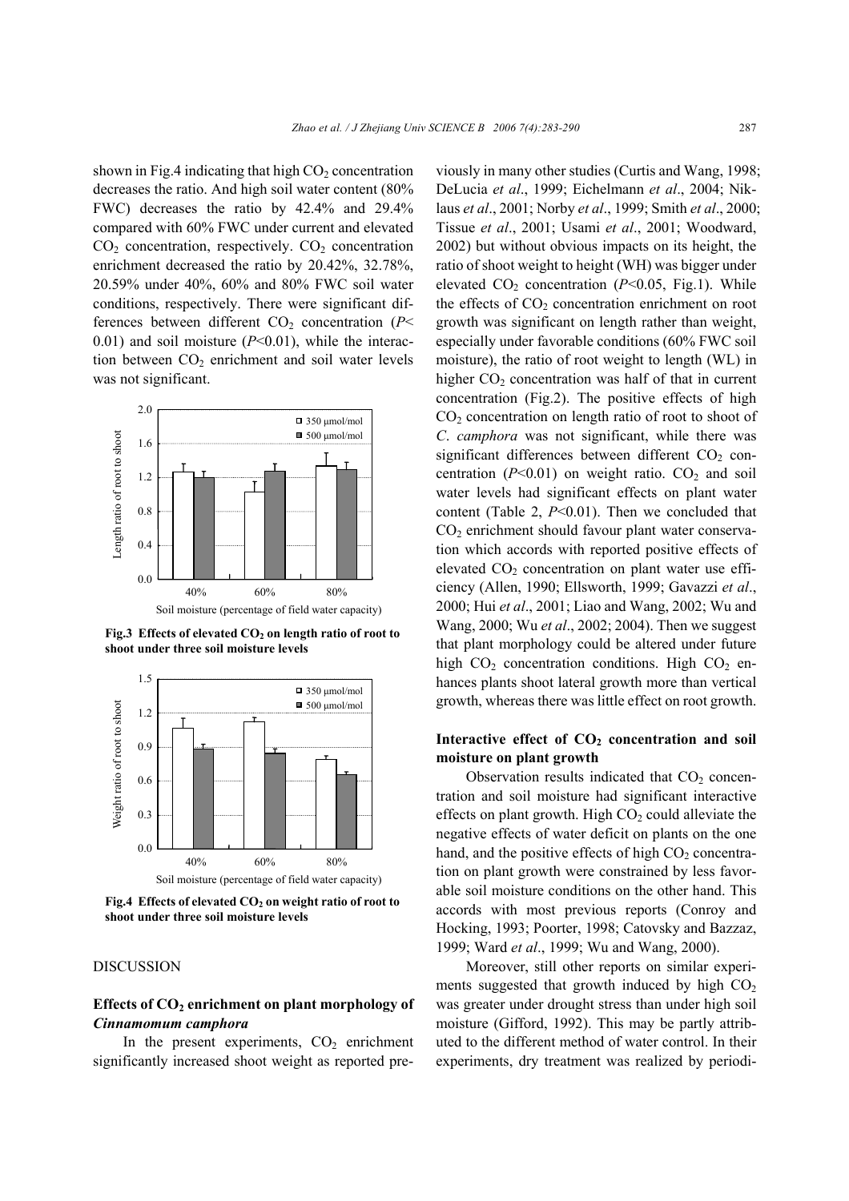shown in Fig.4 indicating that high $CO_2$ concentration decreases the ratio. And high soil water content (80% FWC) decreases the ratio by 42.4% and 29.4% compared with 60% FWC under current and elevated $CO_2$ concentration, respectively. $CO_2$ concentration enrichment decreased the ratio by 20.42%, 32.78%, 20.59% under 40%, 60% and 80% FWC soil water conditions, respectively. There were significant differences between different $CO_2$ concentration ($P<0.01$) and soil moisture ($P<0.01$), while the interaction between $CO_2$ enrichment and soil water levels was not significant.

**Fig.3 Effects of elevated $CO_2$ on length ratio of root to shoot under three soil moisture levels**

**Fig.4 Effects of elevated $CO_2$ on weight ratio of root to shoot under three soil moisture levels**

## DISCUSSION

### Effects of $CO_2$ enrichment on plant morphology of *Cinnamomum camphora*

In the present experiments, $CO_2$ enrichment significantly increased shoot weight as reported previously in many other studies (Curtis and Wang, 1998; DeLucia *et al*., 1999; Eichelmann *et al*., 2004; Niklaus *et al*., 2001; Norby *et al*., 1999; Smith *et al*., 2000; Tissue *et al*., 2001; Usami *et al*., 2001; Woodward, 2002) but without obvious impacts on its height, the ratio of shoot weight to height (WH) was bigger under elevated $CO_2$ concentration ($P<0.05$, Fig.1). While the effects of $CO_2$ concentration enrichment on root growth was significant on length rather than weight, especially under favorable conditions (60% FWC soil moisture), the ratio of root weight to length (WL) in higher $CO_2$ concentration was half of that in current concentration (Fig.2). The positive effects of high $CO_2$ concentration on length ratio of root to shoot of *C. camphora* was not significant, while there was significant differences between different $CO_2$ concentration ($P<0.01$) on weight ratio. $CO_2$ and soil water levels had significant effects on plant water content (Table 2, $P<0.01$). Then we concluded that $CO_2$ enrichment should favour plant water conservation which accords with reported positive effects of elevated $CO_2$ concentration on plant water use efficiency (Allen, 1990; Ellsworth, 1999; Gavazzi *et al*., 2000; Hui *et al*., 2001; Liao and Wang, 2002; Wu and Wang, 2000; Wu *et al*., 2002; 2004). Then we suggest that plant morphology could be altered under future high $CO_2$ concentration conditions. High $CO_2$ enhances plants shoot lateral growth more than vertical growth, whereas there was little effect on root growth.

### Interactive effect of $CO_2$ concentration and soil moisture on plant growth

Observation results indicated that $CO_2$ concentration and soil moisture had significant interactive effects on plant growth. High $CO_2$ could alleviate the negative effects of water deficit on plants on the one hand, and the positive effects of high $CO_2$ concentration on plant growth were constrained by less favorable soil moisture conditions on the other hand. This accords with most previous reports (Conroy and Hocking, 1993; Poorter, 1998; Catovsky and Bazzaz, 1999; Ward *et al*., 1999; Wu and Wang, 2000).

Moreover, still other reports on similar experiments suggested that growth induced by high $CO_2$ was greater under drought stress than under high soil moisture (Gifford, 1992). This may be partly attributed to the different method of water control. In their experiments, dry treatment was realized by periodi-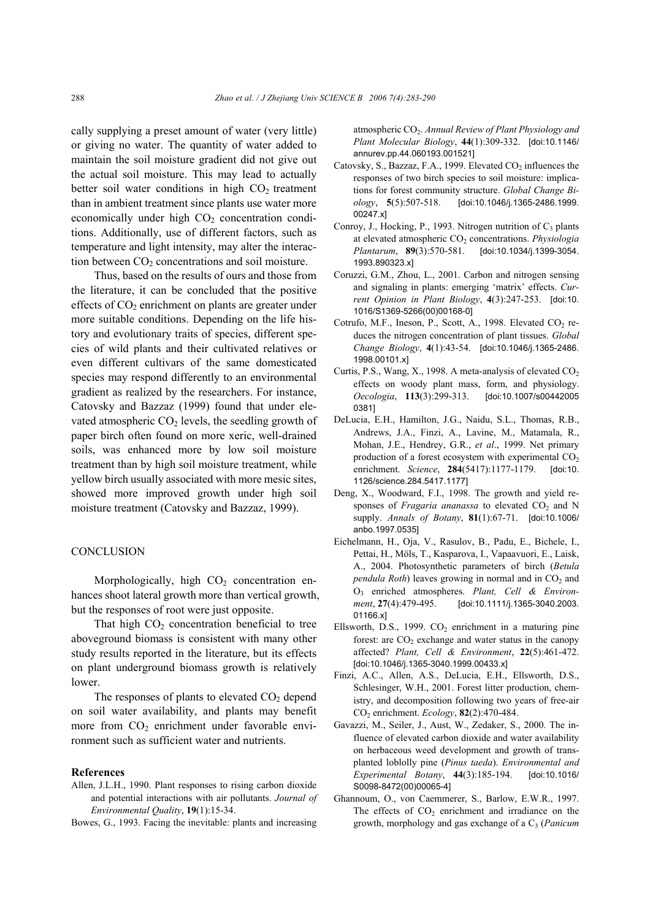cally supplying a preset amount of water (very little) or giving no water. The quantity of water added to maintain the soil moisture gradient did not give out the actual soil moisture. This may lead to actually better soil water conditions in high $CO_2$ treatment than in ambient treatment since plants use water more economically under high $CO_2$ concentration conditions. Additionally, use of different factors, such as temperature and light intensity, may alter the interaction between $CO_2$ concentrations and soil moisture.

Thus, based on the results of ours and those from the literature, it can be concluded that the positive effects of $CO_2$ enrichment on plants are greater under more suitable conditions. Depending on the life history and evolutionary traits of species, different species of wild plants and their cultivated relatives or even different cultivars of the same domesticated species may respond differently to an environmental gradient as realized by the researchers. For instance, Catovsky and Bazzaz (1999) found that under elevated atmospheric $CO_2$ levels, the seedling growth of paper birch often found on more xeric, well-drained soils, was enhanced more by low soil moisture treatment than by high soil moisture treatment, while yellow birch usually associated with more mesic sites, showed more improved growth under high soil moisture treatment (Catovsky and Bazzaz, 1999).

## CONCLUSION

Morphologically, high $CO_2$ concentration enhances shoot lateral growth more than vertical growth, but the responses of root were just opposite.

That high $CO_2$ concentration beneficial to tree aboveground biomass is consistent with many other study results reported in the literature, but its effects on plant underground biomass growth is relatively lower.

The responses of plants to elevated $CO_2$ depend on soil water availability, and plants may benefit more from $CO_2$ enrichment under favorable environment such as sufficient water and nutrients.

### References

Allen, J.L.H., 1990. Plant responses to rising carbon dioxide and potential interactions with air pollutants. *Journal of Environmental Quality*, **19**(1):15-34.

Bowes, G., 1993. Facing the inevitable: plants and increasing atmospheric $CO_2$. *Annual Review of Plant Physiology and Plant Molecular Biology*, **44**(1):309-332. [doi:10.1146/annurev.pp.44.060193.001521]

Catovsky, S., Bazzaz, F.A., 1999. Elevated $CO_2$ influences the responses of two birch species to soil moisture: implications for forest community structure. *Global Change Biology*, **5**(5):507-518. [doi:10.1046/j.1365-2486.1999.00247.x]

Conroy, J., Hocking, P., 1993. Nitrogen nutrition of $C_3$ plants at elevated atmospheric $CO_2$ concentrations. *Physiologia Plantarum*, **89**(3):570-581. [doi:10.1034/j.1399-3054.1993.890323.x]

Coruzzi, G.M., Zhou, L., 2001. Carbon and nitrogen sensing and signaling in plants: emerging 'matrix' effects. *Current Opinion in Plant Biology*, **4**(3):247-253. [doi:10.1016/S1369-5266(00)00168-0]

Cotrufo, M.F., Ineson, P., Scott, A., 1998. Elevated $CO_2$ reduces the nitrogen concentration of plant tissues. *Global Change Biology*, **4**(1):43-54. [doi:10.1046/j.1365-2486.1998.00101.x]

Curtis, P.S., Wang, X., 1998. A meta-analysis of elevated $CO_2$ effects on woody plant mass, form, and physiology. *Oecologia*, **113**(3):299-313. [doi:10.1007/s004420050381]

DeLucia, E.H., Hamilton, J.G., Naidu, S.L., Thomas, R.B., Andrews, J.A., Finzi, A., Lavine, M., Matamala, R., Mohan, J.E., Hendrey, G.R., *et al*., 1999. Net primary production of a forest ecosystem with experimental $CO_2$ enrichment. *Science*, **284**(5417):1177-1179. [doi:10.1126/science.284.5417.1177]

Deng, X., Woodward, F.I., 1998. The growth and yield responses of *Fragaria ananassa* to elevated $CO_2$ and N supply. *Annals of Botany*, **81**(1):67-71. [doi:10.1006/anbo.1997.0535]

Eichelmann, H., Oja, V., Rasulov, B., Padu, E., Bichele, I., Pettai, H., Möls, T., Kasparova, I., Vapaavuori, E., Laisk, A., 2004. Photosynthetic parameters of birch (*Betula pendula Roth*) leaves growing in normal and in $CO_2$ and $O_3$ enriched atmospheres. *Plant, Cell & Environment*, **27**(4):479-495. [doi:10.1111/j.1365-3040.2003.01166.x]

Ellsworth, D.S., 1999. $CO_2$ enrichment in a maturing pine forest: are $CO_2$ exchange and water status in the canopy affected? *Plant, Cell & Environment*, **22**(5):461-472. [doi:10.1046/j.1365-3040.1999.00433.x]

Finzi, A.C., Allen, A.S., DeLucia, E.H., Ellsworth, D.S., Schlesinger, W.H., 2001. Forest litter production, chemistry, and decomposition following two years of free-air $CO_2$ enrichment. *Ecology*, **82**(2):470-484.

Gavazzi, M., Seiler, J., Aust, W., Zedaker, S., 2000. The influence of elevated carbon dioxide and water availability on herbaceous weed development and growth of transplanted loblolly pine (*Pinus taeda*). *Environmental and Experimental Botany*, **44**(3):185-194. [doi:10.1016/S0098-8472(00)00065-4]

Ghannoum, O., von Caemmerer, S., Barlow, E.W.R., 1997. The effects of $CO_2$ enrichment and irradiance on the growth, morphology and gas exchange of a $C_3$ (*Panicum*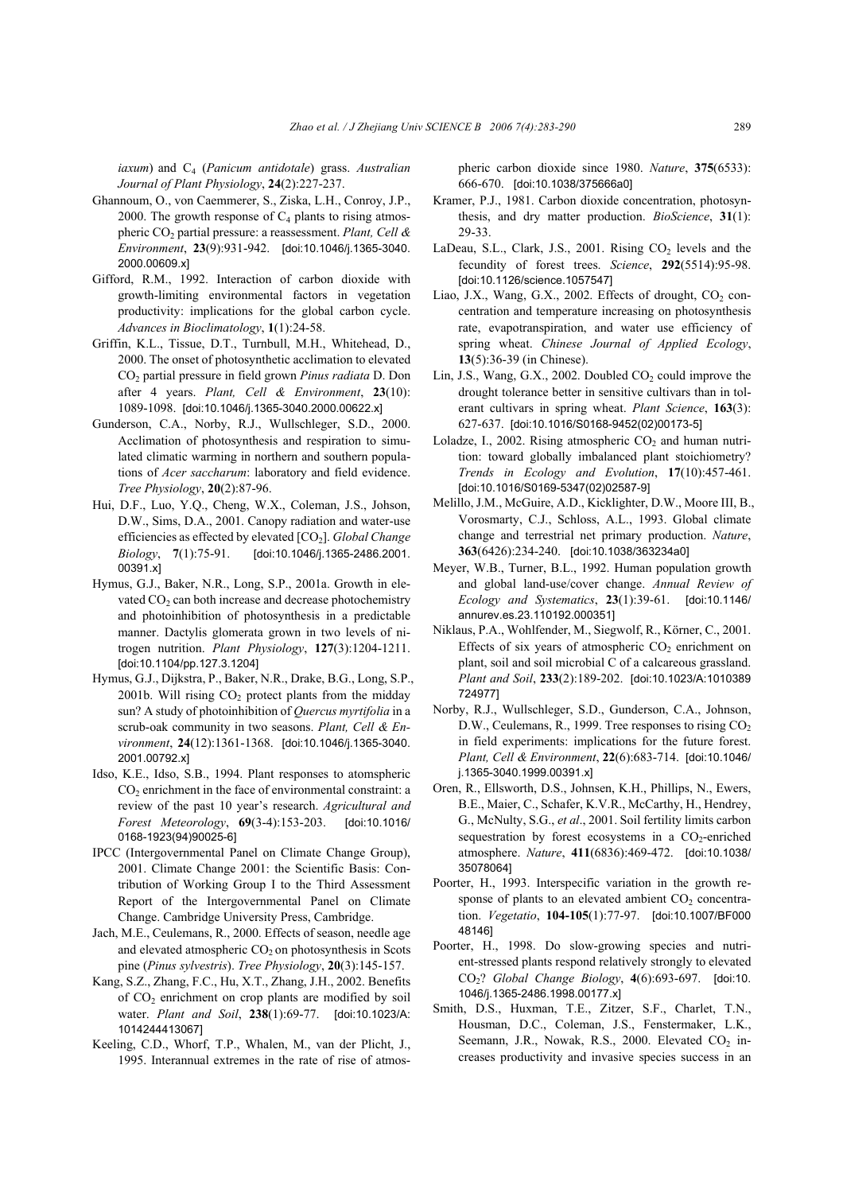*iaxum*) and $C_4$ (*Panicum antidotale*) grass. *Australian Journal of Plant Physiology*, **24**(2):227-237.

Ghannoum, O., von Caemmerer, S., Ziska, L.H., Conroy, J.P., 2000. The growth response of $C_4$ plants to rising atmospheric $CO_2$ partial pressure: a reassessment. *Plant, Cell & Environment*, **23**(9):931-942. [doi:10.1046/j.1365-3040.2000.00609.x]

Gifford, R.M., 1992. Interaction of carbon dioxide with growth-limiting environmental factors in vegetation productivity: implications for the global carbon cycle. *Advances in Bioclimatology*, **1**(1):24-58.

Griffin, K.L., Tissue, D.T., Turnbull, M.H., Whitehead, D., 2000. The onset of photosynthetic acclimation to elevated $CO_2$ partial pressure in field grown *Pinus radiata* D. Don after 4 years. *Plant, Cell & Environment*, **23**(10):1089-1098. [doi:10.1046/j.1365-3040.2000.00622.x]

Gunderson, C.A., Norby, R.J., Wullschleger, S.D., 2000. Acclimation of photosynthesis and respiration to simulated climatic warming in northern and southern populations of *Acer saccharum*: laboratory and field evidence. *Tree Physiology*, **20**(2):87-96.

Hui, D.F., Luo, Y.Q., Cheng, W.X., Coleman, J.S., Johson, D.W., Sims, D.A., 2001. Canopy radiation and water-use efficiencies as effected by elevated [$CO_2$]. *Global Change Biology*, **7**(1):75-91. [doi:10.1046/j.1365-2486.2001.00391.x]

Hymus, G.J., Baker, N.R., Long, S.P., 2001a. Growth in elevated $CO_2$ can both increase and decrease photochemistry and photoinhibition of photosynthesis in a predictable manner. Dactylis glomerata grown in two levels of nitrogen nutrition. *Plant Physiology*, **127**(3):1204-1211. [doi:10.1104/pp.127.3.1204]

Hymus, G.J., Dijkstra, P., Baker, N.R., Drake, B.G., Long, S.P., 2001b. Will rising $CO_2$ protect plants from the midday sun? A study of photoinhibition of *Quercus myrtifolia* in a scrub-oak community in two seasons. *Plant, Cell & Environment*, **24**(12):1361-1368. [doi:10.1046/j.1365-3040.2001.00792.x]

Idso, K.E., Idso, S.B., 1994. Plant responses to atomspheric $CO_2$ enrichment in the face of environmental constraint: a review of the past 10 year's research. *Agricultural and Forest Meteorology*, **69**(3-4):153-203. [doi:10.1016/0168-1923(94)90025-6]

IPCC (Intergovernmental Panel on Climate Change Group), 2001. Climate Change 2001: the Scientific Basis: Contribution of Working Group I to the Third Assessment Report of the Intergovernmental Panel on Climate Change. Cambridge University Press, Cambridge.

Jach, M.E., Ceulemans, R., 2000. Effects of season, needle age and elevated atmospheric $CO_2$ on photosynthesis in Scots pine (*Pinus sylvestris*). *Tree Physiology*, **20**(3):145-157.

Kang, S.Z., Zhang, F.C., Hu, X.T., Zhang, J.H., 2002. Benefits of $CO_2$ enrichment on crop plants are modified by soil water. *Plant and Soil*, **238**(1):69-77. [doi:10.1023/A:1014244413067]

Keeling, C.D., Whorf, T.P., Whalen, M., van der Plicht, J., 1995. Interannual extremes in the rate of rise of atmospheric carbon dioxide since 1980. *Nature*, **375**(6533):666-670. [doi:10.1038/375666a0]

Kramer, P.J., 1981. Carbon dioxide concentration, photosynthesis, and dry matter production. *BioScience*, **31**(1):29-33.

LaDeau, S.L., Clark, J.S., 2001. Rising $CO_2$ levels and the fecundity of forest trees. *Science*, **292**(5514):95-98. [doi:10.1126/science.1057547]

Liao, J.X., Wang, G.X., 2002. Effects of drought, $CO_2$ concentration and temperature increasing on photosynthesis rate, evapotranspiration, and water use efficiency of spring wheat. *Chinese Journal of Applied Ecology*, **13**(5):36-39 (in Chinese).

Lin, J.S., Wang, G.X., 2002. Doubled $CO_2$ could improve the drought tolerance better in sensitive cultivars than in tolerant cultivars in spring wheat. *Plant Science*, **163**(3):627-637. [doi:10.1016/S0168-9452(02)00173-5]

Loladze, I., 2002. Rising atmospheric $CO_2$ and human nutrition: toward globally imbalanced plant stoichiometry? *Trends in Ecology and Evolution*, **17**(10):457-461. [doi:10.1016/S0169-5347(02)02587-9]

Melillo, J.M., McGuire, A.D., Kicklighter, D.W., Moore III, B., Vorosmarty, C.J., Schloss, A.L., 1993. Global climate change and terrestrial net primary production. *Nature*, **363**(6426):234-240. [doi:10.1038/363234a0]

Meyer, W.B., Turner, B.L., 1992. Human population growth and global land-use/cover change. *Annual Review of Ecology and Systematics*, **23**(1):39-61. [doi:10.1146/annurev.es.23.110192.000351]

Niklaus, P.A., Wohlfender, M., Siegwolf, R., Körner, C., 2001. Effects of six years of atmospheric $CO_2$ enrichment on plant, soil and soil microbial C of a calcareous grassland. *Plant and Soil*, **233**(2):189-202. [doi:10.1023/A:1010389724977]

Norby, R.J., Wullschleger, S.D., Gunderson, C.A., Johnson, D.W., Ceulemans, R., 1999. Tree responses to rising $CO_2$ in field experiments: implications for the future forest. *Plant, Cell & Environment*, **22**(6):683-714. [doi:10.1046/j.1365-3040.1999.00391.x]

Oren, R., Ellsworth, D.S., Johnsen, K.H., Phillips, N., Ewers, B.E., Maier, C., Schafer, K.V.R., McCarthy, H., Hendrey, G., McNulty, S.G., *et al*., 2001. Soil fertility limits carbon sequestration by forest ecosystems in a $CO_2$-enriched atmosphere. *Nature*, **411**(6836):469-472. [doi:10.1038/35078064]

Poorter, H., 1993. Interspecific variation in the growth response of plants to an elevated ambient $CO_2$ concentration. *Vegetatio*, **104-105**(1):77-97. [doi:10.1007/BF00048146]

Poorter, H., 1998. Do slow-growing species and nutrient-stressed plants respond relatively strongly to elevated $CO_2$? *Global Change Biology*, **4**(6):693-697. [doi:10.1046/j.1365-2486.1998.00177.x]

Smith, D.S., Huxman, T.E., Zitzer, S.F., Charlet, T.N., Housman, D.C., Coleman, J.S., Fenstermaker, L.K., Seemann, J.R., Nowak, R.S., 2000. Elevated $CO_2$ increases productivity and invasive species success in an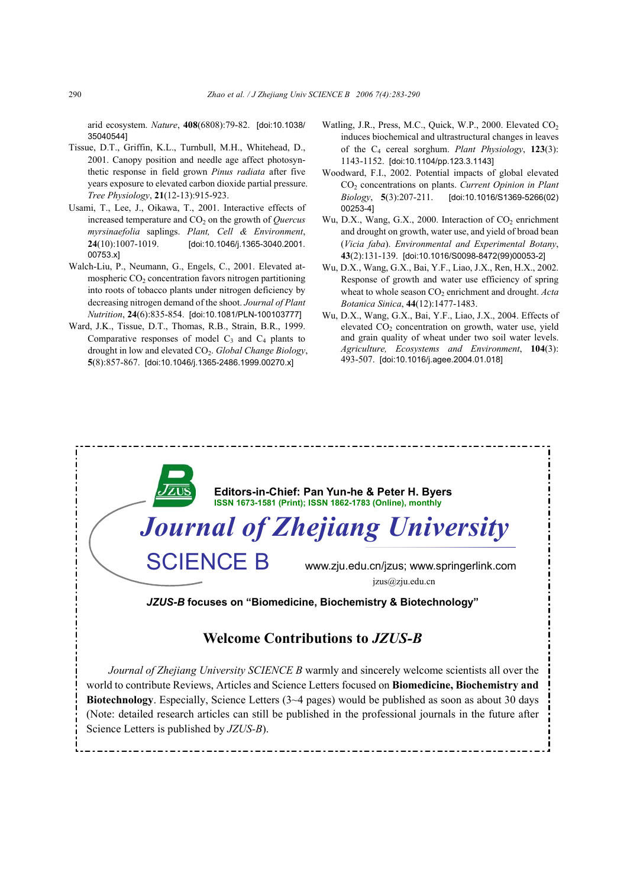arid ecosystem. *Nature*, **408**(6808):79-82. [doi:10.1038/35040544]

Tissue, D.T., Griffin, K.L., Turnbull, M.H., Whitehead, D., 2001. Canopy position and needle age affect photosynthetic response in field grown *Pinus radiata* after five years exposure to elevated carbon dioxide partial pressure. *Tree Physiology*, **21**(12-13):915-923.

Usami, T., Lee, J., Oikawa, T., 2001. Interactive effects of increased temperature and $CO_2$ on the growth of *Quercus myrsinaefolia* saplings. *Plant, Cell & Environment*, **24**(10):1007-1019. [doi:10.1046/j.1365-3040.2001.00753.x]

Walch-Liu, P., Neumann, G., Engels, C., 2001. Elevated atmospheric $CO_2$ concentration favors nitrogen partitioning into roots of tobacco plants under nitrogen deficiency by decreasing nitrogen demand of the shoot. *Journal of Plant Nutrition*, **24**(6):835-854. [doi:10.1081/PLN-100103777]

Ward, J.K., Tissue, D.T., Thomas, R.B., Strain, B.R., 1999. Comparative responses of model $C_3$ and $C_4$ plants to drought in low and elevated $CO_2$. *Global Change Biology*, **5**(8):857-867. [doi:10.1046/j.1365-2486.1999.00270.x]

Watling, J.R., Press, M.C., Quick, W.P., 2000. Elevated $CO_2$ induces biochemical and ultrastructural changes in leaves of the $C_4$ cereal sorghum. *Plant Physiology*, **123**(3):1143-1152. [doi:10.1104/pp.123.3.1143]

Woodward, F.I., 2002. Potential impacts of global elevated $CO_2$ concentrations on plants. *Current Opinion in Plant Biology*, **5**(3):207-211. [doi:10.1016/S1369-5266(02)00253-4]

Wu, D.X., Wang, G.X., 2000. Interaction of $CO_2$ enrichment and drought on growth, water use, and yield of broad bean (*Vicia faba*). *Environmental and Experimental Botany*, **43**(2):131-139. [doi:10.1016/S0098-8472(99)00053-2]

Wu, D.X., Wang, G.X., Bai, Y.F., Liao, J.X., Ren, H.X., 2002. Response of growth and water use efficiency of spring wheat to whole season $CO_2$ enrichment and drought. *Acta Botanica Sinica*, **44**(12):1477-1483.

Wu, D.X., Wang, G.X., Bai, Y.F., Liao, J.X., 2004. Effects of elevated $CO_2$ concentration on growth, water use, yield and grain quality of wheat under two soil water levels. *Agriculture, Ecosystems and Environment*, **104**(3):493-507. [doi:10.1016/j.agee.2004.01.018]

---

**Editors-in-Chief: Pan Yun-he & Peter H. Byers**
**ISSN 1673-1581 (Print); ISSN 1862-1783 (Online), monthly**

# *Journal of Zhejiang University* SCIENCE B

www.zju.edu.cn/jzus; www.springerlink.com
jzus@zju.edu.cn

***JZUS-B*** **focuses on "Biomedicine, Biochemistry & Biotechnology"**

## Welcome Contributions to *JZUS-B*

*Journal of Zhejiang University SCIENCE B* warmly and sincerely welcome scientists all over the world to contribute Reviews, Articles and Science Letters focused on **Biomedicine, Biochemistry and Biotechnology**. Especially, Science Letters (3~4 pages) would be published as soon as about 30 days (Note: detailed research articles can still be published in the professional journals in the future after Science Letters is published by *JZUS-B*).